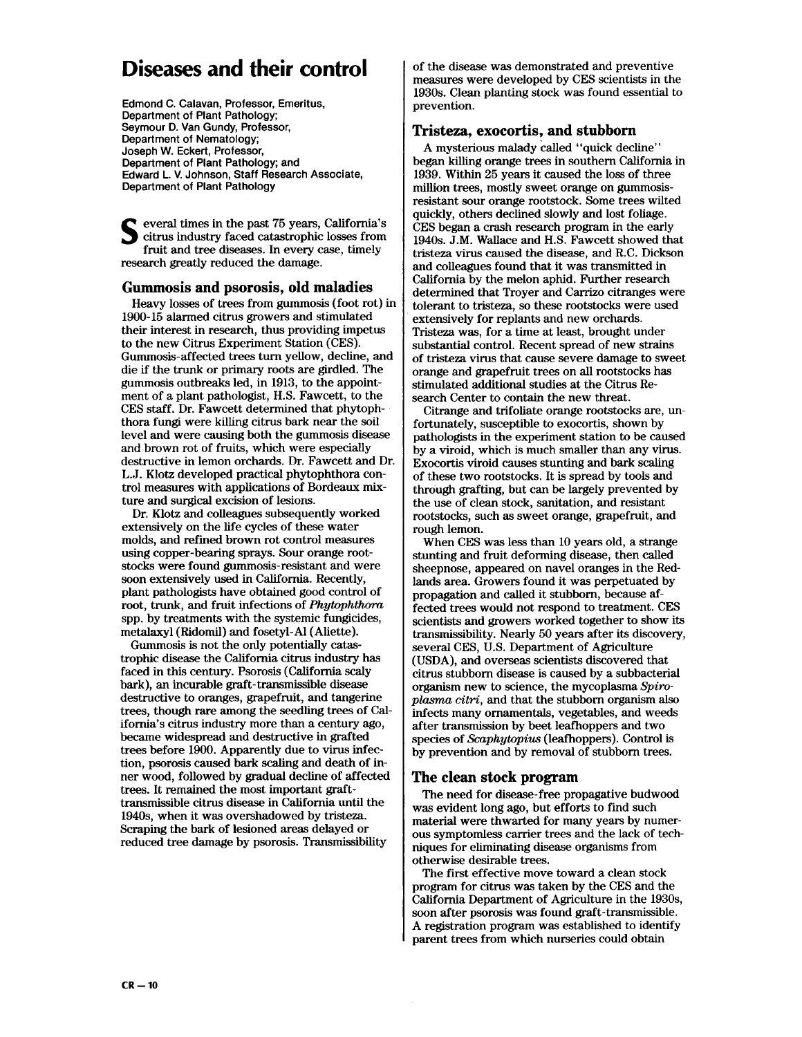# Diseases and their control

Edmond C. Calavan, Professor, Emeritus, Department of Plant Pathology; Seymour D. Van Gundy, Professor, Department of Nematology; Joseph W. Eckert, Professor, Department of Plant Pathology; and Edward L. V. Johnson, Staff Research Associate, Department of Plant Pathology

Several times in the past 75 years, California's citrus industry faced catastrophic losses from fruit and tree diseases. In every case, timely research greatly reduced the damage.

## Gummosis and psorosis, old maladies

Heavy losses of trees from gummosis (foot rot) in 1900-15 alarmed citrus growers and stimulated their interest in research, thus providing impetus to the new Citrus Experiment Station (CES). Gummosis-affected trees turn yellow, decline, and die if the trunk or primary roots are girdled. The gummosis outbreaks led, in 1913, to the appointment of a plant pathologist, H.S. Fawcett, to the CES staff. Dr. Fawcett determined that phytophthora fungi were killing citrus bark near the soil level and were causing both the gummosis disease and brown rot of fruits, which were especially destructive in lemon orchards. Dr. Fawcett and Dr. L.J. Klotz developed practical phytophthora control measures with applications of Bordeaux mixture and surgical excision of lesions.

Dr. Klotz and colleagues subsequently worked extensively on the life cycles of these water molds, and refined brown rot control measures using copper-bearing sprays. Sour orange rootstocks were found gummosis-resistant and were soon extensively used in California. Recently, plant pathologists have obtained good control of root, trunk, and fruit infections of *Phytophthora* spp. by treatments with the systemic fungicides, metalaxyl (Ridomil) and fosetyl-Al (Aliette).

Gummosis is not the only potentially catastrophic disease the California citrus industry has faced in this century. Psorosis (California scaly bark), an incurable graft-transmissible disease destructive to oranges, grapefruit, and tangerine trees, though rare among the seedling trees of California's citrus industry more than a century ago, became widespread and destructive in grafted trees before 1900. Apparently due to virus infection, psorosis caused bark scaling and death of inner wood, followed by gradual decline of affected trees. It remained the most important graft-transmissible citrus disease in California until the 1940s, when it was overshadowed by tristeza. Scraping the bark of lesioned areas delayed or reduced tree damage by psorosis. Transmissibility of the disease was demonstrated and preventive measures were developed by CES scientists in the 1930s. Clean planting stock was found essential to prevention.

## Tristeza, exocortis, and stubborn

A mysterious malady called "quick decline" began killing orange trees in southern California in 1939. Within 25 years it caused the loss of three million trees, mostly sweet orange on gummosis-resistant sour orange rootstock. Some trees wilted quickly, others declined slowly and lost foliage. CES began a crash research program in the early 1940s. J.M. Wallace and H.S. Fawcett showed that tristeza virus caused the disease, and R.C. Dickson and colleagues found that it was transmitted in California by the melon aphid. Further research determined that Troyer and Carrizo citranges were tolerant to tristeza, so these rootstocks were used extensively for replants and new orchards. Tristeza was, for a time at least, brought under substantial control. Recent spread of new strains of tristeza virus that cause severe damage to sweet orange and grapefruit trees on all rootstocks has stimulated additional studies at the Citrus Research Center to contain the new threat.

Citrange and trifoliate orange rootstocks are, unfortunately, susceptible to exocortis, shown by pathologists in the experiment station to be caused by a viroid, which is much smaller than any virus. Exocortis viroid causes stunting and bark scaling of these two rootstocks. It is spread by tools and through grafting, but can be largely prevented by the use of clean stock, sanitation, and resistant rootstocks, such as sweet orange, grapefruit, and rough lemon.

When CES was less than 10 years old, a strange stunting and fruit deforming disease, then called sheepnose, appeared on navel oranges in the Redlands area. Growers found it was perpetuated by propagation and called it stubborn, because affected trees would not respond to treatment. CES scientists and growers worked together to show its transmissibility. Nearly 50 years after its discovery, several CES, U.S. Department of Agriculture (USDA), and overseas scientists discovered that citrus stubborn disease is caused by a subbacterial organism new to science, the mycoplasma *Spiroplasma citri*, and that the stubborn organism also infects many ornamentals, vegetables, and weeds after transmission by beet leafhoppers and two species of *Scaphytopius* (leafhoppers). Control is by prevention and by removal of stubborn trees.

## The clean stock program

The need for disease-free propagative budwood was evident long ago, but efforts to find such material were thwarted for many years by numerous symptomless carrier trees and the lack of techniques for eliminating disease organisms from otherwise desirable trees.

The first effective move toward a clean stock program for citrus was taken by the CES and the California Department of Agriculture in the 1930s, soon after psorosis was found graft-transmissible. A registration program was established to identify parent trees from which nurseries could obtain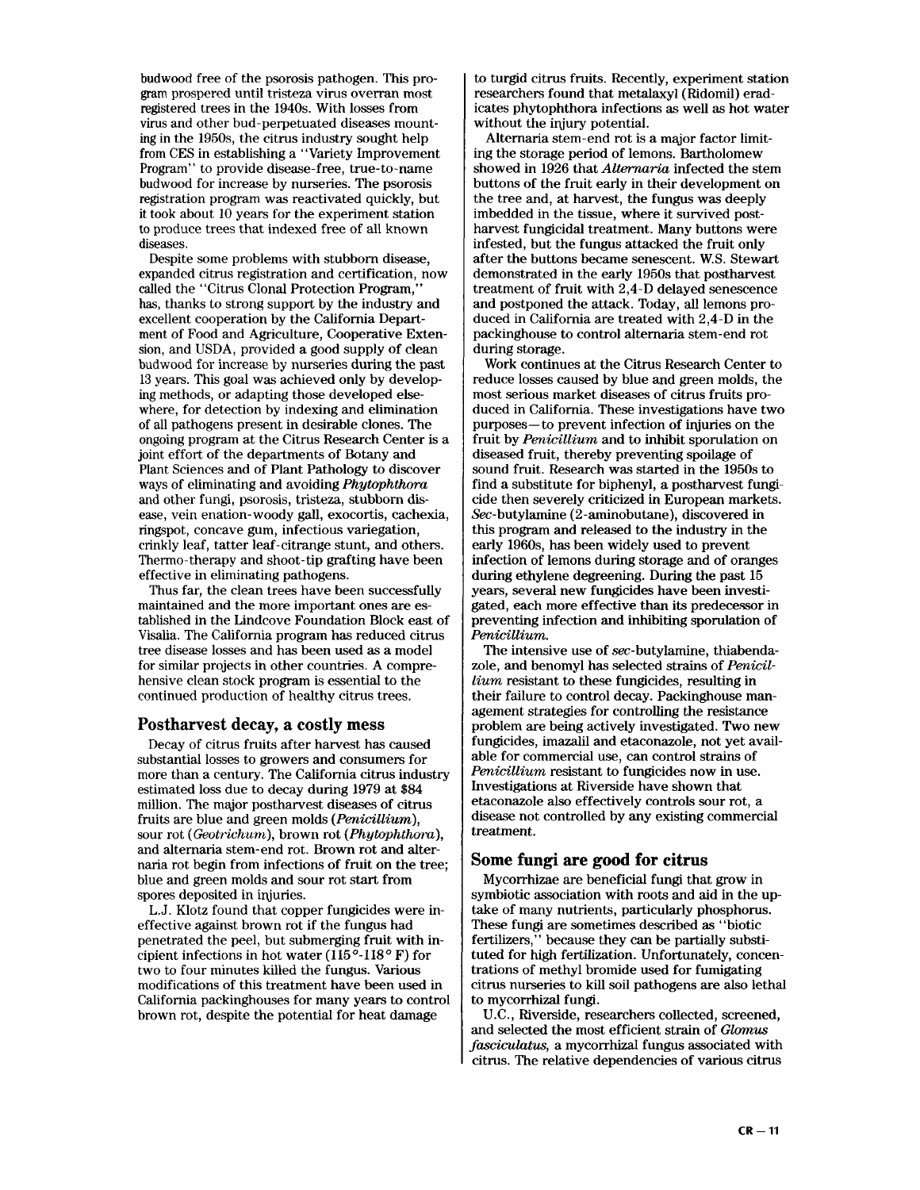budwood free of the psorosis pathogen. This program prospered until tristeza virus overran most registered trees in the 1940s. With losses from virus and other bud-perpetuated diseases mounting in the 1950s, the citrus industry sought help from CES in establishing a "Variety Improvement Program" to provide disease-free, true-to-name budwood for increase by nurseries. The psorosis registration program was reactivated quickly, but it took about 10 years for the experiment station to produce trees that indexed free of all known diseases.

Despite some problems with stubborn disease, expanded citrus registration and certification, now called the "Citrus Clonal Protection Program," has, thanks to strong support by the industry and excellent cooperation by the California Department of Food and Agriculture, Cooperative Extension, and USDA, provided a good supply of clean budwood for increase by nurseries during the past 13 years. This goal was achieved only by developing methods, or adapting those developed elsewhere, for detection by indexing and elimination of all pathogens present in desirable clones. The ongoing program at the Citrus Research Center is a joint effort of the departments of Botany and Plant Sciences and of Plant Pathology to discover ways of eliminating and avoiding *Phytophthora* and other fungi, psorosis, tristeza, stubborn disease, vein enation-woody gall, exocortis, cachexia, ringspot, concave gum, infectious variegation, crinkly leaf, tatter leaf-citrange stunt, and others. Thermo-therapy and shoot-tip grafting have been effective in eliminating pathogens.

Thus far, the clean trees have been successfully maintained and the more important ones are established in the Lindcove Foundation Block east of Visalia. The California program has reduced citrus tree disease losses and has been used as a model for similar projects in other countries. A comprehensive clean stock program is essential to the continued production of healthy citrus trees.

## Postharvest decay, a costly mess

Decay of citrus fruits after harvest has caused substantial losses to growers and consumers for more than a century. The California citrus industry estimated loss due to decay during 1979 at $84 million. The major postharvest diseases of citrus fruits are blue and green molds (*Penicillium*), sour rot (*Geotrichum*), brown rot (*Phytophthora*), and alternaria stem-end rot. Brown rot and alternaria rot begin from infections of fruit on the tree; blue and green molds and sour rot start from spores deposited in injuries.

L.J. Klotz found that copper fungicides were ineffective against brown rot if the fungus had penetrated the peel, but submerging fruit with incipient infections in hot water (115°-118° F) for two to four minutes killed the fungus. Various modifications of this treatment have been used in California packinghouses for many years to control brown rot, despite the potential for heat damage to turgid citrus fruits. Recently, experiment station researchers found that metalaxyl (Ridomil) eradicates phytophthora infections as well as hot water without the injury potential.

Alternaria stem-end rot is a major factor limiting the storage period of lemons. Bartholomew showed in 1926 that *Alternaria* infected the stem buttons of the fruit early in their development on the tree and, at harvest, the fungus was deeply imbedded in the tissue, where it survived postharvest fungicidal treatment. Many buttons were infested, but the fungus attacked the fruit only after the buttons became senescent. W.S. Stewart demonstrated in the early 1950s that postharvest treatment of fruit with 2,4-D delayed senescence and postponed the attack. Today, all lemons produced in California are treated with 2,4-D in the packinghouse to control alternaria stem-end rot during storage.

Work continues at the Citrus Research Center to reduce losses caused by blue and green molds, the most serious market diseases of citrus fruits produced in California. These investigations have two purposes—to prevent infection of injuries on the fruit by *Penicillium* and to inhibit sporulation on diseased fruit, thereby preventing spoilage of sound fruit. Research was started in the 1950s to find a substitute for biphenyl, a postharvest fungicide then severely criticized in European markets. *Sec*-butylamine (2-aminobutane), discovered in this program and released to the industry in the early 1960s, has been widely used to prevent infection of lemons during storage and of oranges during ethylene degreening. During the past 15 years, several new fungicides have been investigated, each more effective than its predecessor in preventing infection and inhibiting sporulation of *Penicillium*.

The intensive use of *sec*-butylamine, thiabendazole, and benomyl has selected strains of *Penicillium* resistant to these fungicides, resulting in their failure to control decay. Packinghouse management strategies for controlling the resistance problem are being actively investigated. Two new fungicides, imazalil and etaconazole, not yet available for commercial use, can control strains of *Penicillium* resistant to fungicides now in use. Investigations at Riverside have shown that etaconazole also effectively controls sour rot, a disease not controlled by any existing commercial treatment.

## Some fungi are good for citrus

Mycorrhizae are beneficial fungi that grow in symbiotic association with roots and aid in the uptake of many nutrients, particularly phosphorus. These fungi are sometimes described as "biotic fertilizers," because they can be partially substituted for high fertilization. Unfortunately, concentrations of methyl bromide used for fumigating citrus nurseries to kill soil pathogens are also lethal to mycorrhizal fungi.

U.C., Riverside, researchers collected, screened, and selected the most efficient strain of *Glomus fasciculatus*, a mycorrhizal fungus associated with citrus. The relative dependencies of various citrus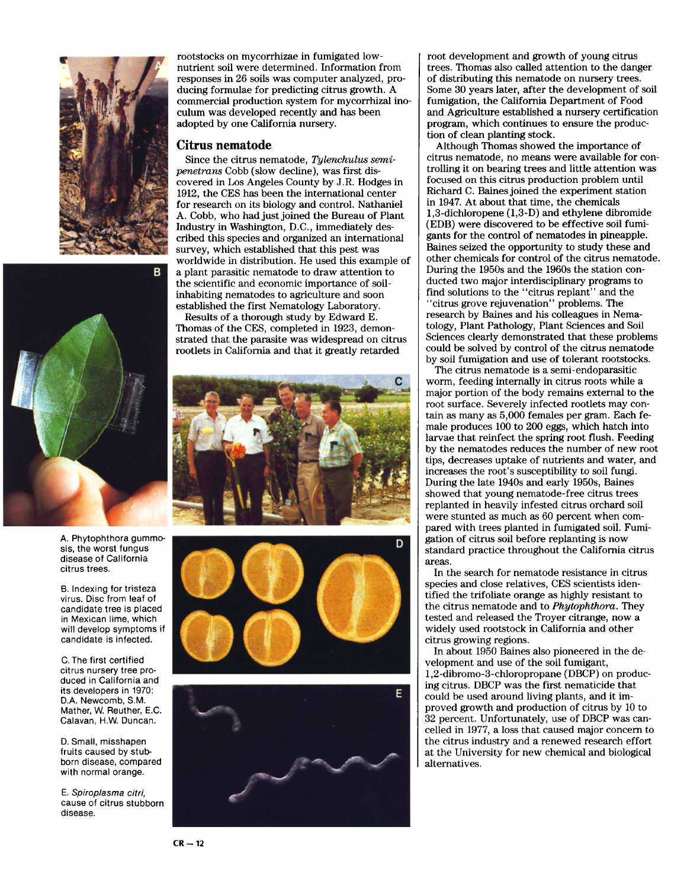rootstocks on mycorrhizae in fumigated low-nutrient soil were determined. Information from responses in 26 soils was computer analyzed, producing formulae for predicting citrus growth. A commercial production system for mycorrhizal inoculum was developed recently and has been adopted by one California nursery.

## Citrus nematode

Since the citrus nematode, *Tylenchulus semipenetrans* Cobb (slow decline), was first discovered in Los Angeles County by J.R. Hodges in 1912, the CES has been the international center for research on its biology and control. Nathaniel A. Cobb, who had just joined the Bureau of Plant Industry in Washington, D.C., immediately described this species and organized an international survey, which established that this pest was worldwide in distribution. He used this example of a plant parasitic nematode to draw attention to the scientific and economic importance of soil-inhabiting nematodes to agriculture and soon established the first Nematology Laboratory.

Results of a thorough study by Edward E. Thomas of the CES, completed in 1923, demonstrated that the parasite was widespread on citrus rootlets in California and that it greatly retarded root development and growth of young citrus trees. Thomas also called attention to the danger of distributing this nematode on nursery trees. Some 30 years later, after the development of soil fumigation, the California Department of Food and Agriculture established a nursery certification program, which continues to ensure the production of clean planting stock.

Although Thomas showed the importance of citrus nematode, no means were available for controlling it on bearing trees and little attention was focused on this citrus production problem until Richard C. Baines joined the experiment station in 1947. At about that time, the chemicals 1,3-dichloropene (1,3-D) and ethylene dibromide (EDB) were discovered to be effective soil fumigants for the control of nematodes in pineapple. Baines seized the opportunity to study these and other chemicals for control of the citrus nematode. During the 1950s and the 1960s the station conducted two major interdisciplinary programs to find solutions to the "citrus replant" and the "citrus grove rejuvenation" problems. The research by Baines and his colleagues in Nematology, Plant Pathology, Plant Sciences and Soil Sciences clearly demonstrated that these problems could be solved by control of the citrus nematode by soil fumigation and use of tolerant rootstocks.

The citrus nematode is a semi-endoparasitic worm, feeding internally in citrus roots while a major portion of the body remains external to the root surface. Severely infected rootlets may contain as many as 5,000 females per gram. Each female produces 100 to 200 eggs, which hatch into larvae that reinfect the spring root flush. Feeding by the nematodes reduces the number of new root tips, decreases uptake of nutrients and water, and increases the root's susceptibility to soil fungi. During the late 1940s and early 1950s, Baines showed that young nematode-free citrus trees replanted in heavily infested citrus orchard soil were stunted as much as 60 percent when compared with trees planted in fumigated soil. Fumigation of citrus soil before replanting is now standard practice throughout the California citrus areas.

In the search for nematode resistance in citrus species and close relatives, CES scientists identified the trifoliate orange as highly resistant to the citrus nematode and to *Phytophthora*. They tested and released the Troyer citrange, now a widely used rootstock in California and other citrus growing regions.

In about 1950 Baines also pioneered in the development and use of the soil fumigant, 1,2-dibromo-3-chloropropane (DBCP) on producing citrus. DBCP was the first nematicide that could be used around living plants, and it improved growth and production of citrus by 10 to 32 percent. Unfortunately, use of DBCP was cancelled in 1977, a loss that caused major concern to the citrus industry and a renewed research effort at the University for new chemical and biological alternatives.

A. Phytophthora gummosis, the worst fungus disease of California citrus trees.

B. Indexing for tristeza virus. Disc from leaf of candidate tree is placed in Mexican lime, which will develop symptoms if candidate is infected.

C. The first certified citrus nursery tree produced in California and its developers in 1970: D.A. Newcomb, S.M. Mather, W. Reuther, E.C. Calavan, H.W. Duncan.

D. Small, misshapen fruits caused by stubborn disease, compared with normal orange.

E. *Spiroplasma citri*, cause of citrus stubborn disease.